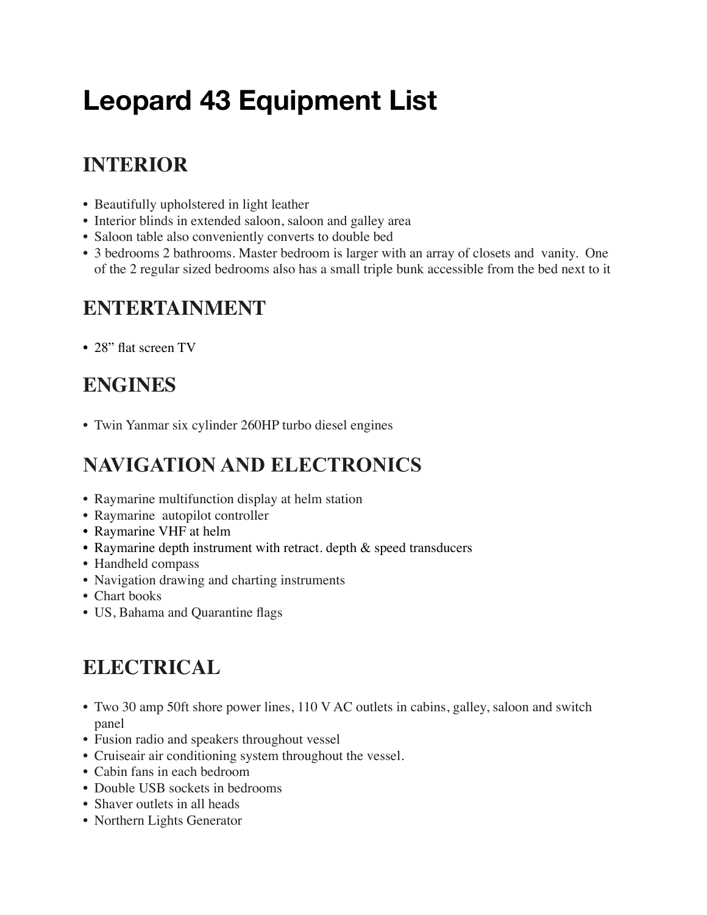# Leopard 43 Equipment List

## INTERIOR

- Beautifully upholstered in light leather
- Interior blinds in extended saloon, saloon and galley area
- Saloon table also conveniently converts to double bed
- 3 bedrooms 2 bathrooms. Master bedroom is larger with an array of closets and vanity. One of the 2 regular sized bedrooms also has a small triple bunk accessible from the bed next to it

## ENTERTAINMENT

- 28" flat screen TV

## ENGINES

- Twin Yanmar six cylinder 260HP turbo diesel engines

## NAVIGATION AND ELECTRONICS

- Raymarine multifunction display at helm station
- Raymarine autopilot controller
- Raymarine VHF at helm
- Raymarine depth instrument with retract. depth & speed transducers
- Handheld compass
- Navigation drawing and charting instruments
- Chart books
- US, Bahama and Quarantine flags

## ELECTRICAL

- Two 30 amp 50ft shore power lines, 110 V AC outlets in cabins, galley, saloon and switch panel
- Fusion radio and speakers throughout vessel
- Cruiseair air conditioning system throughout the vessel.
- Cabin fans in each bedroom
- Double USB sockets in bedrooms
- Shaver outlets in all heads
- Northern Lights Generator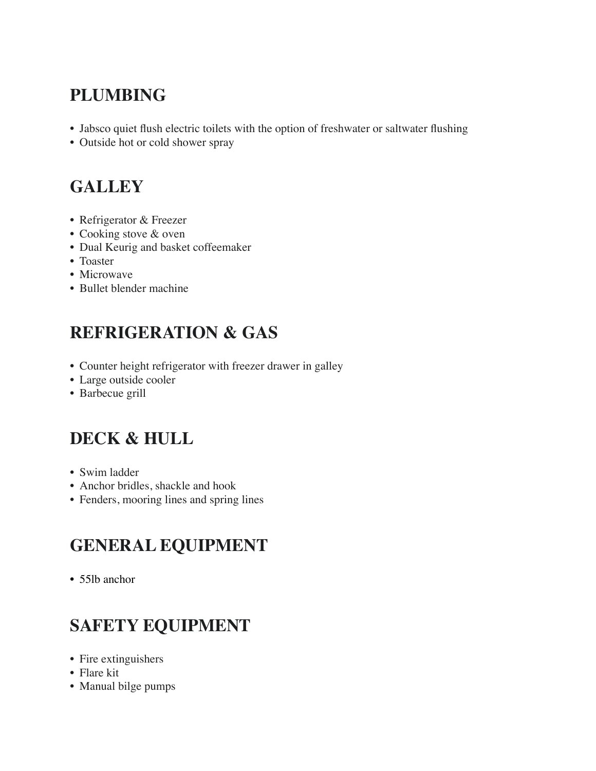## PLUMBING

- Jabsco quiet flush electric toilets with the option of freshwater or saltwater flushing
- Outside hot or cold shower spray

## GALLEY

- Refrigerator & Freezer
- Cooking stove & oven
- Dual Keurig and basket coffeemaker
- Toaster
- Microwave
- Bullet blender machine

## REFRIGERATION & GAS

- Counter height refrigerator with freezer drawer in galley
- Large outside cooler
- Barbecue grill

## DECK & HULL

- Swim ladder
- Anchor bridles, shackle and hook
- Fenders, mooring lines and spring lines

## GENERAL EQUIPMENT

- 55lb anchor

## SAFETY EQUIPMENT

- Fire extinguishers
- Flare kit
- Manual bilge pumps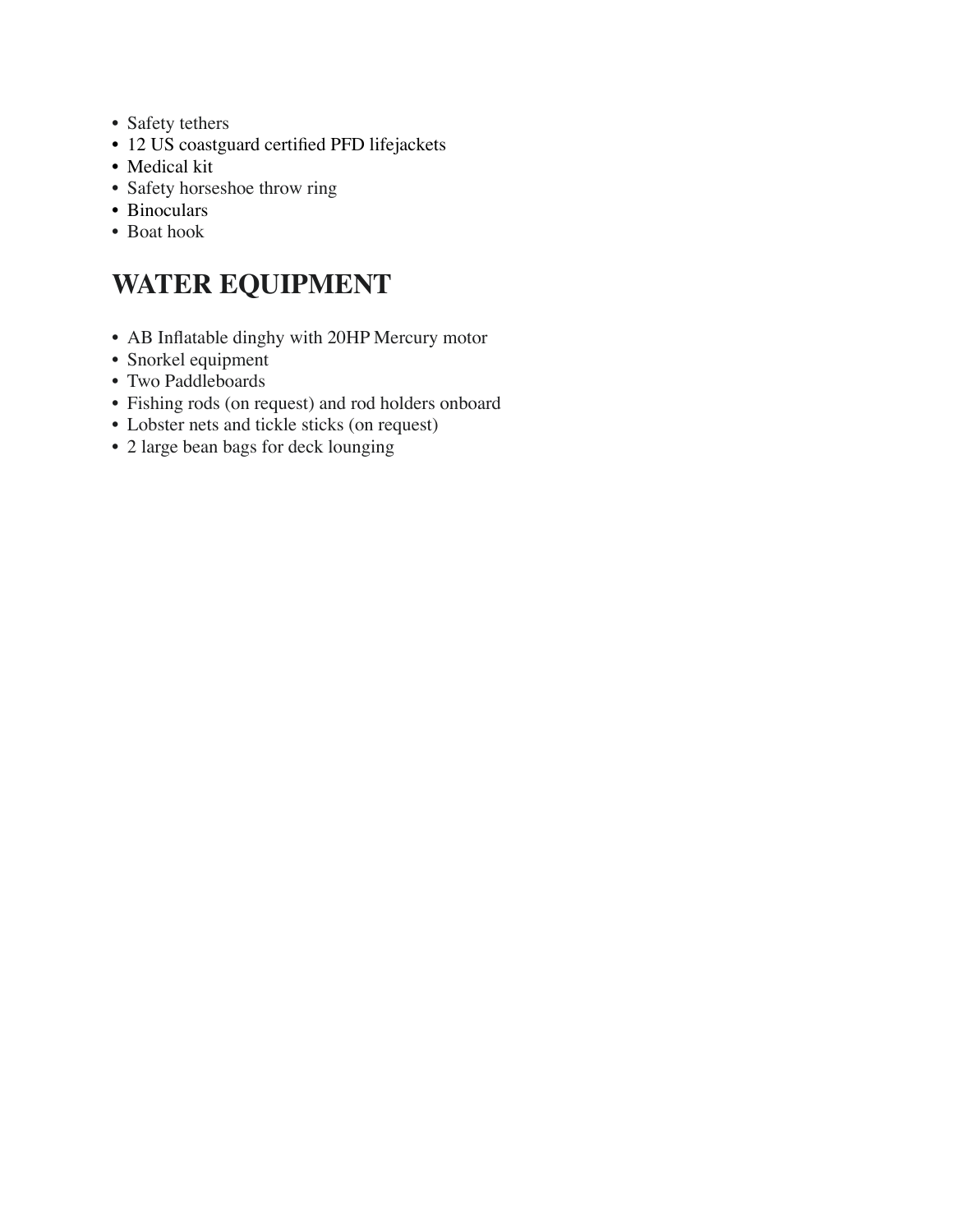- Safety tethers
- 12 US coastguard certified PFD lifejackets
- Medical kit
- Safety horseshoe throw ring
- Binoculars
- Boat hook

## WATER EQUIPMENT

- AB Inflatable dinghy with 20HP Mercury motor
- Snorkel equipment
- Two Paddleboards
- Fishing rods (on request) and rod holders onboard
- Lobster nets and tickle sticks (on request)
- 2 large bean bags for deck lounging